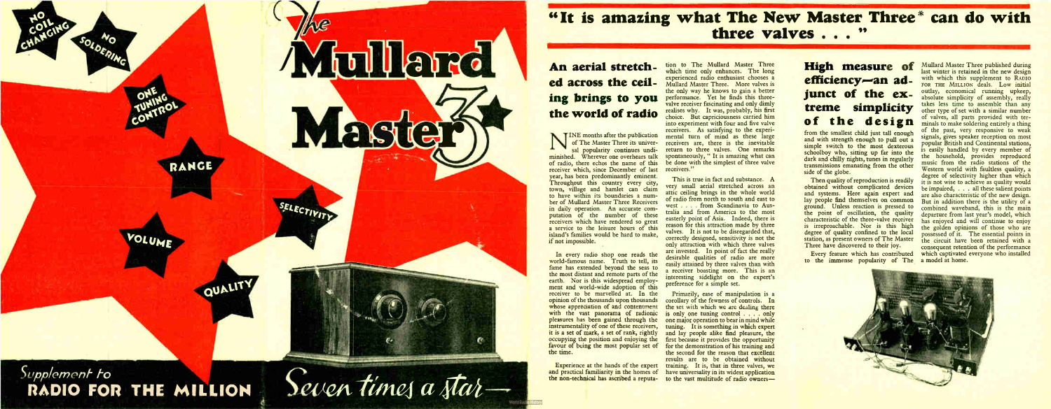NO COIL CHANGING

NO SOLDERING

ONE TUNING CONTROL

RANGE

SELECTIVITY

VOLUME

QUALITY

# The Mullard Master 3*

Supplement to
**RADIO FOR THE MILLION**

*Seven times a star—*

# "It is amazing what The New Master Three* can do with three valves . . . "

## An aerial stretched across the ceiling brings you the world of radio

NINE months after the publication of The Master Three its universal popularity continues undiminished. Wherever one overhears talk of radio, there echos the name of this receiver which, since December of last year, has been predominantly eminent. Throughout this country every city, town, village and hamlet can claim to have within its boundaries a number of Mullard Master Three Receivers in daily operation. An accurate computation of the number of these receivers which have rendered so great a service to the leisure hours of this island's families would be hard to make, if not impossible.

In every radio shop one reads the world-famous name. Truth to tell, its fame has extended beyond the seas to the most distant and remote parts of the earth. Nor is this widespread employment and world-wide adoption of this receiver to be marvelled at. In the opinion of the thousands upon thousands whose appreciation of and contentment with the vast panorama of radionic pleasures has been gained through the instrumentality of one of these receivers, it is a set of mark, a set of rank, rightly occupying the position and enjoying the favour of being the most popular set of the time.

Experience at the hands of the expert and practical familiarity in the homes of the non-technical has ascribed a reputation to The Mullard Master Three which time only enhances. The long experienced radio enthusiast chooses a Mullard Master Three. More valves is the only way he knows to gain a better performance. Yet he finds this three-valve receiver fascinating and only dimly realises why. It was, probably, his first choice. But capriciousness carried him into experiment with four and five valve receivers. As satisfying to the experimental turn of mind as these large receivers are, there is the inevitable return to three valves. One remarks spontaneously, " It is amazing what can be done with the simplest of three valve receivers."

This is true in fact and substance. A very small aerial stretched across an attic ceiling brings in the whole world of radio from north to south and east to west . . . . from Scandinavia to Australia and from America to the most easterly point of Asia. Indeed, there is reason for this attraction made by three valves. It is not to be disregarded that, correctly designed, sensitivity is not the only attraction with which three valves are invested. In point of fact the really desirable qualities of radio are more easily attained by three valves than with a receiver boasting more. This is an interesting sidelight on the expert's preference for a simple set.

Primarily, ease of manipulation is a corollary of the fewness of controls. In the set with which we are dealing there is only one tuning control . . . . only one major operation to bear in mind while tuning. It is something in which expert and lay people alike find pleasure, the first because it provides the opportunity for the demonstration of his training and the second for the reason that excellent results are to be obtained without training. It is, that in three valves, we have universality in its widest application to the vast multitude of radio owners—

## High measure of efficiency—an adjunct of the extreme simplicity of the design

from the smallest child just tall enough and with strength enough to pull out a simple switch to the most dexterous schoolboy who, sitting up far into the dark and chilly nights, tunes in regularly transmissions emanating from the other side of the globe.

Then quality of reproduction is readily obtained without complicated devices and systems. Here again expert and lay people find themselves on common ground. Unless reaction is pressed to the point of oscillation, the quality characteristic of the three-valve receiver is irreproachable. Nor is this high degree of quality confined to the local station, as present owners of The Master Three have discovered to their joy.

Every feature which has contributed to the immense popularity of The Mullard Master Three published during last winter is retained in the new design with which this supplement to RADIO FOR THE MILLION deals. Low initial outlay, economical running upkeep, absolute simplicity of assembly, really takes less time to assemble than any other type of set with a similar number of valves, all parts provided with terminals to make soldering entirely a thing of the past, very responsive to weak signals, gives speaker reception on most popular British and Continental stations, is easily handled by every member of the household, provides reproduced music from the radio stations of the Western world with faultless quality, a degree of selectivity higher than which it is not wise to achieve as quality would be impaired, . . . all these salient points are also characteristic of the new design. But in addition there is the utility of a combined waveband, this is the main departure from last year's model, which has enjoyed and will continue to enjoy the golden opinions of those who are possessed of it. The essential points in the circuit have been retained with a consequent retention of the performance which captivated everyone who installed a model at home.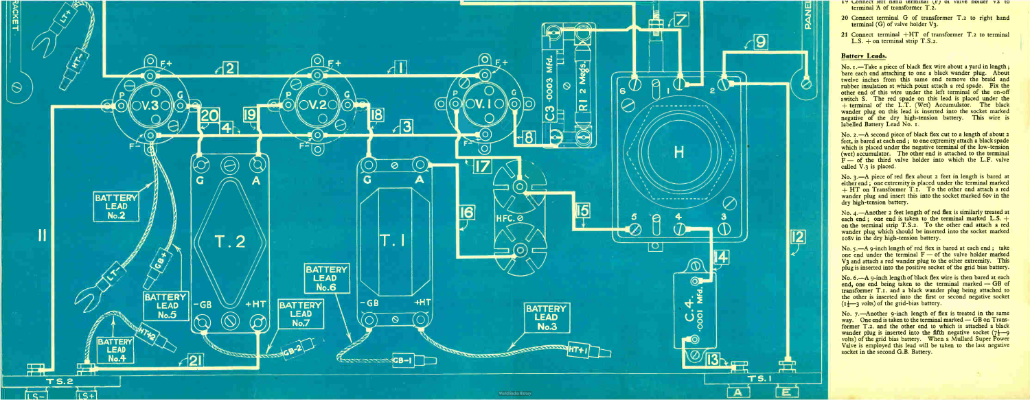19 Connect left hand terminal (F) of valve holder V2 to terminal A of transformer T.2.

20 Connect terminal G of transformer T.2 to right hand terminal (G) of valve holder V3.

21 Connect terminal +HT of transformer T.2 to terminal L.S. + on terminal strip T.S.2.

## Battery Leads.

No. 1.—Take a piece of black flex wire about a yard in length; bare each end attaching to one a black wander plug. About twelve inches from this same end remove the braid and rubber insulation at which point attach a red spade. Fix the other end of this wire under the left terminal of the on-off switch S. The red spade on this lead is placed under the + terminal of the L.T. (Wet) Accumulator. The black wander plug on this lead is inserted into the socket marked negative of the dry high-tension battery. This wire is labelled Battery Lead No. 1.

No. 2.—A second piece of black flex cut to a length of about 2 feet, is bared at each end; to one extremity attach a black spade which is placed under the negative terminal of the low-tension (wet) accumulator. The other end is attached to the terminal F — of the third valve holder into which the L.F. valve called V.3 is placed.

No. 3.—A piece of red flex about 2 feet in length is bared at either end; one extremity is placed under the terminal marked + HT on Transformer T.1. To the other end attach a red wander plug and insert this into the socket marked 60v in the dry high-tension battery.

No. 4.—Another 2 feet length of red flex is similarly treated at each end; one end is taken to the terminal marked L.S. + on the terminal strip T.S.2. To the other end attach a red wander plug which should be inserted into the socket marked 108v in the dry high-tension battery.

No. 5.—A 9-inch length of red flex is bared at each end; take one end under the terminal F — of the valve holder marked V3 and attach a red wander plug to the other extremity. This plug is inserted into the positive socket of the grid bias battery.

No. 6.—A 9-inch length of black flex wire is then bared at each end, one end being taken to the terminal marked — GB of transformer T.1. and a black wander plug being attached to the other is inserted into the first or second negative socket ($1\frac{1}{2}$—3 volts) of the grid-bias battery.

No. 7.—Another 9-inch length of flex is treated in the same way. One end is taken to the terminal marked — GB on Transformer T.2. and the other end to which is attached a black wander plug is inserted into the fifth negative socket ($7\frac{1}{2}$—9 volts) of the grid bias battery. When a Mullard Super Power Valve is employed this lead will be taken to the last negative socket in the second G.B. Battery.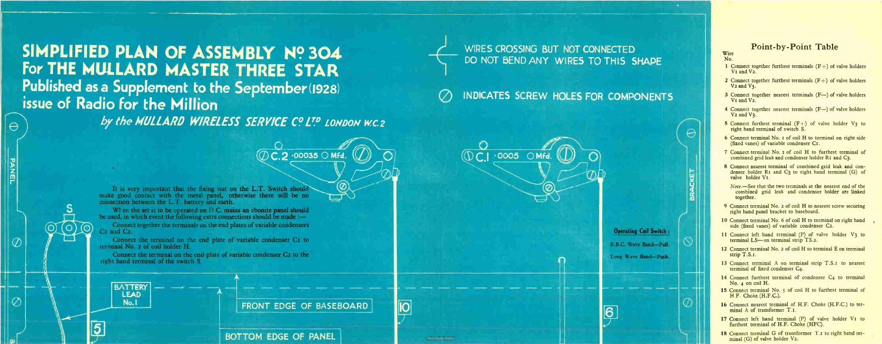# SIMPLIFIED PLAN OF ASSEMBLY Nº 304 For THE MULLARD MASTER THREE STAR

## Published as a Supplement to the September (1928) issue of Radio for the Million

*by the MULLARD WIRELESS SERVICE Cº Lᵀᴰ LONDON W.C.2*

WIRES CROSSING BUT NOT CONNECTED DO NOT BEND ANY WIRES TO THIS SHAPE

INDICATES SCREW HOLES FOR COMPONENTS

C.2 ·00035 Mfd.

C.1 ·0005 Mfd.

It is very important that the fixing nut on the L.T. Switch should make good contact with the metal panel, otherwise there will be no connection between the L.T. battery and earth.

When the set is to be operated on D.C. mains an ebonite panel should be used, in which event the following extra connections should be made :—

Connect together the terminals on the end plates of variable condensers C1 and C2.

Connect the terminal on the end plate of variable condenser C1 to terminal No. 2 of coil holder H.

Connect the terminal on the end plate of variable condenser C2 to the right hand terminal of the switch S.

**Operating Coil Switch:**

B.B.C. Wave Band—Pull.

Long Wave Band—Push.

PANEL

BRACKET

S

BATTERY LEAD No. 1

5

FRONT EDGE OF BASEBOARD

10

6

BOTTOM EDGE OF PANEL

## Point-by-Point Table

Wire No.

1 Connect together furthest terminals (F+) of valve holders V1 and V2.

2 Connect together furthest terminals (F+) of valve holders V2 and V3.

3 Connect together nearest terminals (F—) of valve holders V1 and V2.

4 Connect together nearest terminals (F—) of valve holders V2 and V3.

5 Connect furthest terminal (F+) of valve holder V3 to right hand terminal of switch S.

6 Connect terminal No. 1 of coil H to terminal on right side (fixed vanes) of variable condenser C1.

7 Connect terminal No. 1 of coil H to furthest terminal of combined grid leak and condenser holder R1 and C3.

8 Connect nearest terminal of combined grid leak and condenser holder R1 and C3 to right hand terminal (G) of valve holder V1.

*Note.*—See that the two terminals at the nearest end of the combined grid leak and condenser holder are linked together.

9 Connect terminal No. 2 of coil H to nearest screw securing right hand panel bracket to baseboard.

10 Connect terminal No. 6 of coil H to terminal on right hand side (fixed vanes) of variable condenser C2.

11 Connect left hand terminal (F) of valve holder V3 to terminal LS— on terminal strip TS.2.

12 Connect terminal No. 2 of coil H to terminal E on terminal strip T.S.1.

13 Connect terminal A on terminal strip T.S.1 to nearest terminal of fixed condenser C4.

14 Connect furthest terminal of condenser C4 to terminal No. 4 on coil H.

15 Connect terminal No. 5 of coil H to furthest terminal of H.F. Choke (H.F.C.).

16 Connect nearest terminal of H.F. Choke (H.F.C.) to terminal A of transformer T.1.

17 Connect left hand terminal (P) of valve holder V1 to furthest terminal of H.F. Choke (HFC).

18 Connect terminal G of transformer T.1 to right hand terminal (G) of valve holder V2.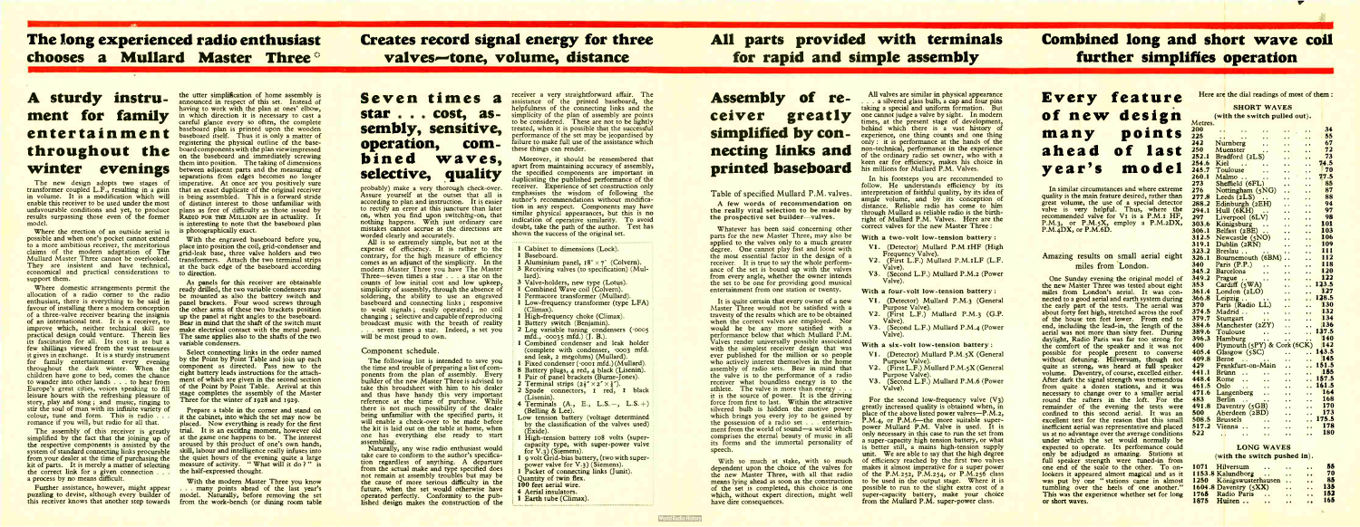# The long experienced radio enthusiast chooses a Mullard Master Three

## A sturdy instrument for family entertainment throughout the winter evenings

The new design adopts two stages of transformer coupled L.F., resulting in a gain in volume. It is a modification which will enable the receiver to be used under the most unfavourable conditions and yet, to produce results surpassing those even of the former model.

Where the erection of an outside aerial is possible and when one's pocket cannot extend to a more ambitious receiver, the meritorious claims of the modern adaptation of The Mullard Master Three cannot be overlooked. They are insistent and have technical, economical and practical considerations to support them.

Where domestic arrangements permit the allocation of a radio corner to the radio enthusiast, there is everything to be said in favour of installing there a modern conception of a three-valve receiver bearing the insignia of an international test. It is a receiver, to improve which, neither technical skill nor practical design could venture. Therein lies its fascination for all. Its cost is but a few shillings viewed from the vast treasures it gives in exchange. It is a sturdy instrument for family entertainment every evening throughout the dark winter. When the children have gone to bed, comes the chance to wander into other lands . . . to hear from Europe's great cities, voices speaking to fill leisure hours with the refreshing pleasure of story, play and song ; and music, ringing to stir the soul of man with its infinite variety of colour, tune and form. This is radio . . . romance if you will, but radio for all that.

The assembly of this receiver is greatly simplified by the fact that the joining up of the respective components is assisted by the system of standard connecting links procurable from your dealer at the time of purchasing the kit of parts. It is merely a matter of selecting the correct link for a given connection . . . a process by no means difficult.

Further assistance, however, might appear puzzling to devise, although every builder of this receiver knows that another step towards the utter simplification of home assembly is announced in respect of this set. Instead of having to work with the plan at ones' elbow, in which direction it is necessary to cast a careful glance every so often, the complete baseboard plan is printed upon the wooden baseboard itself. Thus it is only a matter of registering the physical outline of the baseboard components with the plan view impressed on the baseboard and immediately screwing them into position. The taking of dimensions between adjacent parts and the measuring of separations from edges becomes no longer imperative. At once are you positively sure that an exact duplicate of the original receiver is being assembled. This is a forward stride of distinct interest to those unfamiliar with plans as free of difficulty as those issued by RADIO FOR THE MILLION are in actuality. It is interesting to note that the baseboard plan is photographically exact.

With the engraved baseboard before you, place into position the coil, grid-condenser and grid-leak base, three valve holders and two transformers. Attach the two terminal strips at the back edge of the baseboard according to direction.

As panels for this receiver are obtainable ready drilled, the two variable condensers may be mounted as also the battery switch and panel brackets. Four wood screws through the other arms of these two brackets position up the panel at right angles to the baseboard. Bear in mind that the shaft of the switch must make electrical contact with the metal panel. The same applies also to the shafts of the two variable condensers.

Select connecting links in the order named by the Point by Point Table and join up each component as directed. Pass now to the eight battery leads instructions for the attachment of which are given in the second section of the Point by Point Table. Arrival at this stage completes the assembly of the Master Three for the winter of 1928 and 1929.

Prepare a table in the corner and stand on it the cabinet, into which the set may now be placed. Now everything is ready for the first trial. It is an exciting moment, however old at the game one happens to be. The interest aroused by this product of one's own hands, skill, labour and intelligence really infuses into the quiet hours of the evening quite a large measure of activity. "What will it do ?" is the half-expressed thought.

With the modern Master Three you know . . . many points ahead of the last year's model. Naturally, before removing the set from the work-bench (or dining room table

# Creates record signal energy for three valves—tone, volume, distance

## Seven times a star . . . cost, assembly, sensitive, operation, combined waves, selective, quality

probably) make a very thorough check-over. Assure yourself at the outset that all is according to plan and instruction. It is easier to rectify an error at this juncture than later on, when you find upon switching-on, that nothing happens. With just ordinary care mistakes cannot accrue as the directions are worded clearly and accurately.

All is so extremely simple, but not at the expense of efficiency. It is rather to the contrary, for the high measure of efficiency comes as an adjunct of the simplicity. In the modern Master Three you have The Master Three—seven times a star . . . a star on the counts of low initial cost and low upkeep, simplicity of assembly, through the absence of soldering, the ability to use an engraved baseboard and connecting links ; responsive to weak signals ; easily operated ; no coil changing ; selective and capable of reproducing broadcast music with the breath of reality . . . seven times a star. Indeed, a set you will be more proud to own.

### Component schedule.

The following list is intended to save you the time and trouble of preparing a list of components from the plan of assembly. Every builder of the new Master Three is advised to take this broadsheet with him to his dealer and thus have handy this very important reference at the time of purchase. While there is not much possibility of the dealer being unfamiliar with the specified parts, it will enable a check-over to be made before the kit is laid out on the table at home, when one has everything else ready to start assembling.

Naturally, any wise radio enthusiast would take care to conform to the author's specification regardless of anything. A departure from the actual make and type specified does not remain at assembly troubles but may be the cause of more serious difficulty in the future, when the set would otherwise have operated perfectly. Conformity to the published design makes the construction of the receiver a very straightforward affair. The assistance of the printed baseboard, the helpfulness of the connecting links and the simplicity of the plan of assembly are points to be considered. These are not to be lightly treated, when it is possible that the successful performance of the set may be jeopardised by failure to make full use of the assistance which these things can render.

Moreover, it should be remembered that apart from maintaining accuracy of assembly, the specified components are important in duplicating the published performance of the receiver. Experience of set construction only emphasises the wisdom of following the author's recommendations without modification in any respect. Components may have similar physical appearances, but this is no indication of operative similarity. To avoid doubt, take the path of the author. Test has shown the success of the original set.

- 1 Cabinet to dimensions (Lock).
- 1 Baseboard.
- 1 Aluminium panel, 18" × 7" (Colvern).
- 3 Receiving valves (to specification) (Mullard).
- 3 Valve-holders, new type (Lotus).
- 1 Combined Wave coil (Colvern).
- 1 Permacore transformer (Mullard).
- 1 Low-frequency transformer (type LFA) (Climax).
- 1 High-frequency choke (Climax).
- 1 Battery switch (Benjamin).
- 2 Log variable tuning condensers (·0005 mfd., ·0003 mfd.) (J. B.).
- 1 Combined condenser and leak holder (complete with condenser, ·0003 mfd. and leak, 2 megohms) (Mullard).
- 1 Fixed condenser (·0001 mfd.) (Mullard).
- 8 Battery plugs, 4 red, 4 black (Lisenin).
- 1 Pair of panel brackets (Burne-Jones).
- 2 Terminal strips ($2\frac{1}{2}" \times 2" \times \frac{1}{4}"$).
- 2 Spade connectors, 1 red, 1 black (Lisenin).
- 4 Terminals (A., E., L.S.—, L.S.+) (Belling & Lee).
- Low tension battery (voltage determined by the classification of the valves used) (Exide).
- 1 High-tension battery 108 volts (supercapacity type, with super-power valve for $V_3$) (Siemens).
- 1 9 volt Grid-bias battery, (two with superpower valve for $V_3$) (Siemens).
- 1 Packet of connecting links (Junit).
- Quantity of twin flex.
- 100 feet aerial wire.
- 4 Aerial insulators.
- 1 Earth tube (Climax).

# All parts provided with terminals for rapid and simple assembly

## Assembly of receiver greatly simplified by connecting links and printed baseboard

Table of specified Mullard P.M. valves.

**A few words of recommendation on the really vital selection to be made by the prospective set builder—valves.**

Whatever has been said concerning other parts for the new Master Three, may also be applied to the valves only to a much greater degree. One cannot play fast and loose with the most essential factor in the design of a receiver. It is true to say the whole performance of the set is bound up with the valves from every angle, whether the owner intends the set to be one for providing good musical entertainment from one station or twenty.

It is quite certain that every owner of a new Master Three would not be satisfied with a travesty of the results which are to be obtained when the correct valves are employed. Nor would he be any more satisfied with a performance below that which Mullard P.M. Valves render universally possible associated with the simplest receiver design that was ever published for the million or so people who actively interest themselves in the home assembly of radio sets. Bear in mind that the valve is to the performance of a radio receiver what boundless energy is to the athlete. The valve is more than energy . . . it is the source of power. It is the driving force from first to last. Within the attractive silvered bulb is hidden the motive power which brings you every joy to be gained by the possession of a radio set . . . entertainment from the world of sound—a world which comprises the eternal beauty of music in all its forms and the immortal personality of speech.

With so much at stake, with so much dependent upon the choice of the valves for the new Master Three, with all that radio means lying ahead as soon as the construction of the set is completed, this choice is one which, without expert direction, might well have dire consequences.

All valves are similar in physical appearances . . . a silvered glass bulb, a cap and four pins taking a special and uniform formation. But one cannot judge a valve by sight. In modern times, at the present stage of development, behind which there is a vast history of experience, one thing counts and one thing only : it is performance at the hands of the non-technical, performance in the experience of the ordinary radio set owner, who with a keen ear for efficiency, makes his choice in his millions for Mullard P.M. Valves.

In his footsteps you are recommended to follow. He understands efficiency by its interpretation of faithful quality, by its idea of ample volume, and by its conception of distance. Reliable radio has come to him through Mullard as reliable radio is the birthright of Mullard P.M. Valves. Here are the correct valves for the new Master Three :

**With a two-volt low-tension battery :**

- V1. (Detector) Mullard P.M.1HF (High Frequency Valve).
- V2. (First L.F.) Mullard P.M.1LF (L.F. Valve).
- V3. (Second L.F.) Mullard P.M.2 (Power Valve).

**With a four-volt low-tension battery :**

- V1. (Detector) Mullard P.M.3 (General Purpose Valve).
- V2. (First L.F.) Mullard P.M.3 (G.P. Valve).
- V3. (Second L.F.) Mullard P.M.4 (Power Valve).

**With a six-volt low-tension battery :**

- V1. (Detector) Mullard P.M.5X (General Purpose Valve).
- V2. (First L.F.) Mullard P.M.5X (General Purpose Valve).
- V3. (Second L.F.) Mullard P.M.6 (Power Valve).

For the second low-frequency valve (V3) greatly increased quality is obtained when, in place of the above fixed power valves—P.M.2, P.M.4, or P.M.6—the more suitable superpower Mullard P.M. Valve is used. It is only necessary in this case to run the set from a super-capacity high tension battery, or what is better still, a mains high-tension supply unit. We are able to say that the high degree of efficiency reached by the first two valves makes it almost imperative for a super power of the P.M.252, P.M.254, or P.M.256 class to be used in the output stage. Where it is possible to run to the slight extra cost of a super-capacity battery, make your choice from the Mullard P.M. super-power class.

# Combined long and short wave coil further simplifies operation

## Every feature of new design many points ahead of last year's model

In similar circumstances and where extreme quality is the main feature desired, rather than great volume, the use of a special detector valve is very helpful. Thus, where the recommended valve for V1 is a P.M.1 HF, P.M.3, or P.M.5X, employ a P.M.2DX, P.M.4DX, or P.M.6D.

**Amazing results on small aerial eight miles from London.**

One Sunday evening the original model of the new Master Three was tested about eight miles from London's aerial. It was connected to a good aerial and earth system during the early part of the tests. The aerial was about forty feet high, stretched across the roof of the house ten feet lower. From end to end, including the lead-in, the length of the aerial was not more than sixty feet. During daylight, Radio Paris was far too strong for the comfort of the speaker and it was not possible for people present to converse without detuning. Hilversum, though not quite as strong, was heard at full speaker volume. Daventry, of course, excelled either. After dark the signal strength was tremendous from quite a dozen stations, and it was necessary to change over to a smaller aerial round the rafters in the loft. For the remainder of the evening the tests were confined to this second aerial. It was an excellent test for the reason that this small inefficient aerial was representative and placed us at no advantage over the average conditions under which the set would normally be expected to operate. Its performance could only be adjudged as amazing. Stations at full speaker strength were tuned-in from one end of the scale to the other. To onlookers it appeared almost magical and as it was put by one "stations came in almost tumbling over the heels of one another." This was the experience whether set for long or short waves.

Here are the dial readings of most of them :

**SHORT WAVES**
**(with the switch pulled out).**

| Metres. | | |
|---|---|---|
| 200 | .. | 34 |
| 225 | .. | 55 |
| 242 | Nurnberg | 67 |
| 250 | Muenster | 72 |
| 252.1 | Bradford (2LS) | 73 |
| 254.6 | Kiel | 74.5 |
| 245.7 | Toulouse | 70 |
| 260.1 | Malmo | 77.5 |
| 273 | Sheffield (6FL) | 85 |
| 276 | Nottingham (5NG) | 87 |
| 277.8 | Leeds (2LS) | 88 |
| 288.2 | Edinburgh (2EH) | 94 |
| 294.1 | Hull (6KH) | 97 |
| 297 | Liverpool (6LV) | 98 |
| 303.6 | Königsberg | 101 |
| 306.1 | Belfast (2BE) | 103 |
| 312.5 | Newcastle (5NO) | 106 |
| 319.1 | Dublin (2RN) | 109 |
| 323.2 | Breslau | 111 |
| 326.1 | Bournemouth (6BM) | 112 |
| 340 | Paris (P.P.) | 118 |
| 345.2 | Barcelona | 120 |
| 349.2 | Prague | 122 |
| 353 | Cardiff (5WA) | 123.5 |
| 361.4 | London (2LO) | 127 |
| 366.8 | Leipzig | 128.5 |
| 370 | Paris (Radio LL) | 130 |
| 374.5 | Madrid | 132 |
| 379.7 | Stuttgart | 134 |
| 384.6 | Manchester (2ZY) | 136 |
| 389.6 | Toulouse | 137.5 |
| 394.6 | Hamburg | 140 |
| 400 | Plymouth (5PY) & Cork (6CK) | 142 |
| 405.4 | Glasgow (5SC) | 143.5 |
| 409.8 | Berne | 145 |
| 429 | Frankfurt-on-Main | 151.5 |
| 441.1 | Brünn | 155 |
| 448.4 | Roma | 157.5 |
| 461.5 | Oslo | 161.5 |
| 471.6 | Langenberg | 164 |
| 483 | Berlin | 168 |
| 491.8 | Daventry (5GB) | 170 |
| 500 | Aberdeen (2BD) | 173 |
| 508.5 | Brussels | 175.5 |
| 517.2 | Vienna | 178 |
| 522 | .. | 180 |

**LONG WAVES**
**(with the switch pushed in).**

| | | |
|---|---|---|
| 1071 | Hilversum | 55 |
| 1153.8 | Kalundborg | 70 |
| 1250 | Königswusterhausen | 85 |
| 1604.8 | Daventry (5XX) | 135 |
| 1765 | Radio Paris | 152 |
| 1875 | Huizen | 165 |